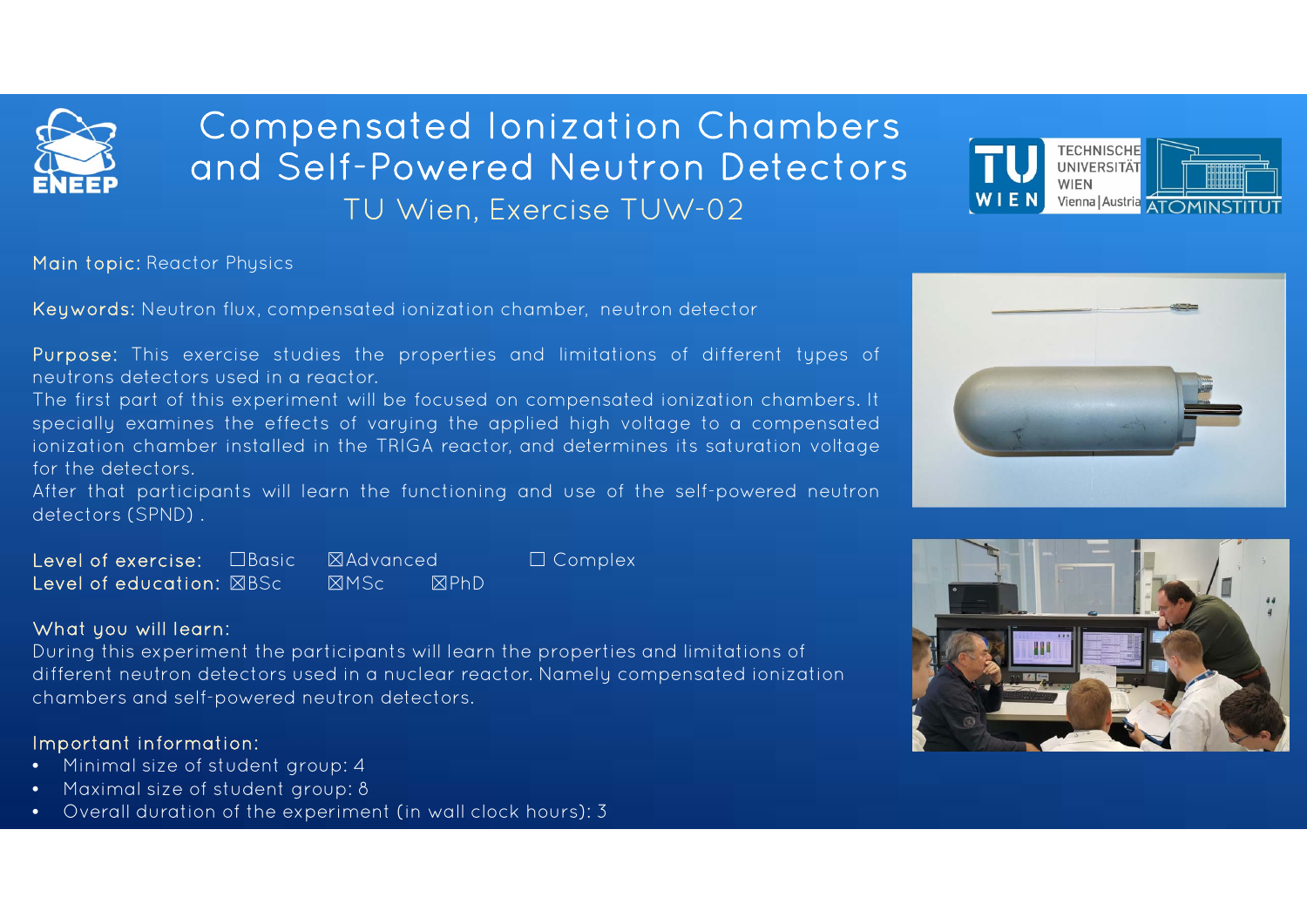# Compensated Ionization Chambers and Self-Powered Neutron Detectors

## TU Wien, Exercise TUW-02

**Main topic:** Reactor Physics

**Keywords:** Neutron flux, compensated ionization chamber, neutron detector

**Purpose:** This exercise studies the properties and limitations of different types of neutrons detectors used in a reactor.
The first part of this experiment will be focused on compensated ionization chambers. It specially examines the effects of varying the applied high voltage to a compensated ionization chamber installed in the TRIGA reactor, and determines its saturation voltage for the detectors.
After that participants will learn the functioning and use of the self-powered neutron detectors (SPND) .

**Level of exercise:** ☐Basic ☒Advanced ☐ Complex
**Level of education:** ☒BSc ☒MSc ☒PhD

**What you will learn:**
During this experiment the participants will learn the properties and limitations of different neutron detectors used in a nuclear reactor. Namely compensated ionization chambers and self-powered neutron detectors.

**Important information:**

- Minimal size of student group: 4
- Maximal size of student group: 8
- Overall duration of the experiment (in wall clock hours): 3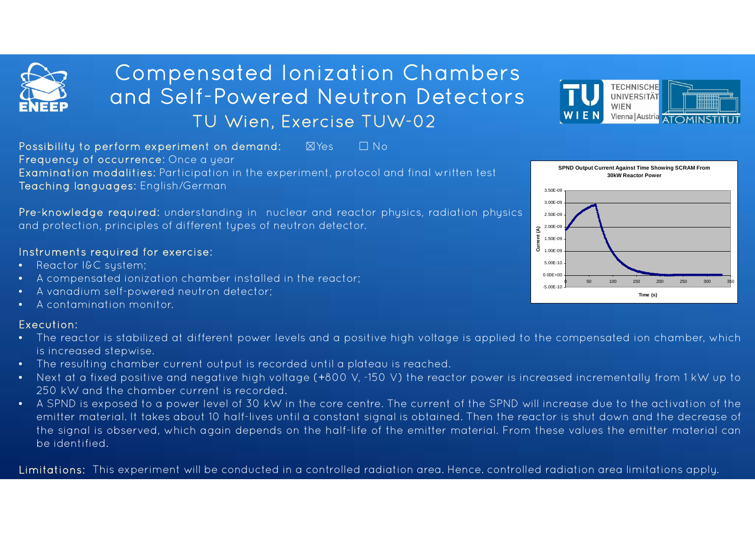# Compensated Ionization Chambers and Self-Powered Neutron Detectors

## TU Wien, Exercise TUW-02

**Possibility to perform experiment on demand:** ☒Yes ☐ No

**Frequency of occurrence:** Once a year

**Examination modalities:** Participation in the experiment, protocol and final written test

**Teaching languages:** English/German

**Pre-knowledge required:** understanding in nuclear and reactor physics, radiation physics and protection, principles of different types of neutron detector.

SPND Output Current Against Time Showing SCRAM From 30kW Reactor Power

Current (A)

3.50E-09
3.00E-09
2.50E-09
2.00E-09
1.50E-09
1.00E-09
5.00E-10
0.00E+00
-5.00E-10

Time (s)

0
50
100
150
200
250
300
350

### Instruments required for exercise:

- Reactor I&C system;
- A compensated ionization chamber installed in the reactor;
- A vanadium self-powered neutron detector;
- A contamination monitor.

### Execution:

- The reactor is stabilized at different power levels and a positive high voltage is applied to the compensated ion chamber, which is increased stepwise.
- The resulting chamber current output is recorded until a plateau is reached.
- Next at a fixed positive and negative high voltage (+800 V, -150 V) the reactor power is increased incrementally from 1 kW up to 250 kW and the chamber current is recorded.
- A SPND is exposed to a power level of 30 kW in the core centre. The current of the SPND will increase due to the activation of the emitter material. It takes about 10 half-lives until a constant signal is obtained. Then the reactor is shut down and the decrease of the signal is observed, which again depends on the half-life of the emitter material. From these values the emitter material can be identified.

**Limitations:** This experiment will be conducted in a controlled radiation area. Hence. controlled radiation area limitations apply.